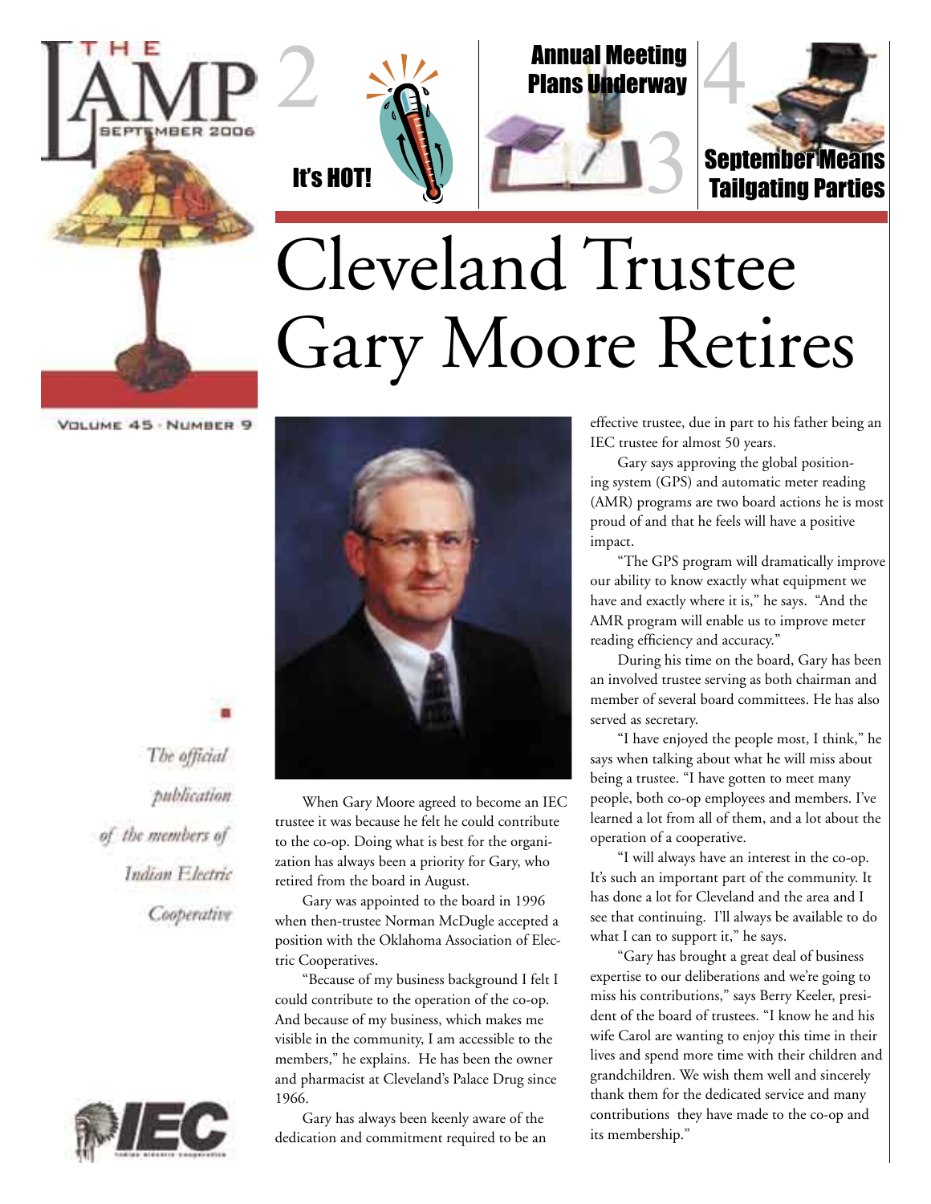# THE LAMP

SEPTEMBER 2006

VOLUME 45 · NUMBER 9

2 It's HOT!

3 Annual Meeting Plans Underway

4 September Means Tailgating Parties

*The official publication of the members of Indian Electric Cooperative*

# Cleveland Trustee Gary Moore Retires

When Gary Moore agreed to become an IEC trustee it was because he felt he could contribute to the co-op. Doing what is best for the organization has always been a priority for Gary, who retired from the board in August.

Gary was appointed to the board in 1996 when then-trustee Norman McDugle accepted a position with the Oklahoma Association of Electric Cooperatives.

"Because of my business background I felt I could contribute to the operation of the co-op. And because of my business, which makes me visible in the community, I am accessible to the members," he explains. He has been the owner and pharmacist at Cleveland's Palace Drug since 1966.

Gary has always been keenly aware of the dedication and commitment required to be an effective trustee, due in part to his father being an IEC trustee for almost 50 years.

Gary says approving the global positioning system (GPS) and automatic meter reading (AMR) programs are two board actions he is most proud of and that he feels will have a positive impact.

"The GPS program will dramatically improve our ability to know exactly what equipment we have and exactly where it is," he says. "And the AMR program will enable us to improve meter reading efficiency and accuracy."

During his time on the board, Gary has been an involved trustee serving as both chairman and member of several board committees. He has also served as secretary.

"I have enjoyed the people most, I think," he says when talking about what he will miss about being a trustee. "I have gotten to meet many people, both co-op employees and members. I've learned a lot from all of them, and a lot about the operation of a cooperative.

"I will always have an interest in the co-op. It's such an important part of the community. It has done a lot for Cleveland and the area and I see that continuing. I'll always be available to do what I can to support it," he says.

"Gary has brought a great deal of business expertise to our deliberations and we're going to miss his contributions," says Berry Keeler, president of the board of trustees. "I know he and his wife Carol are wanting to enjoy this time in their lives and spend more time with their children and grandchildren. We wish them well and sincerely thank them for the dedicated service and many contributions they have made to the co-op and its membership."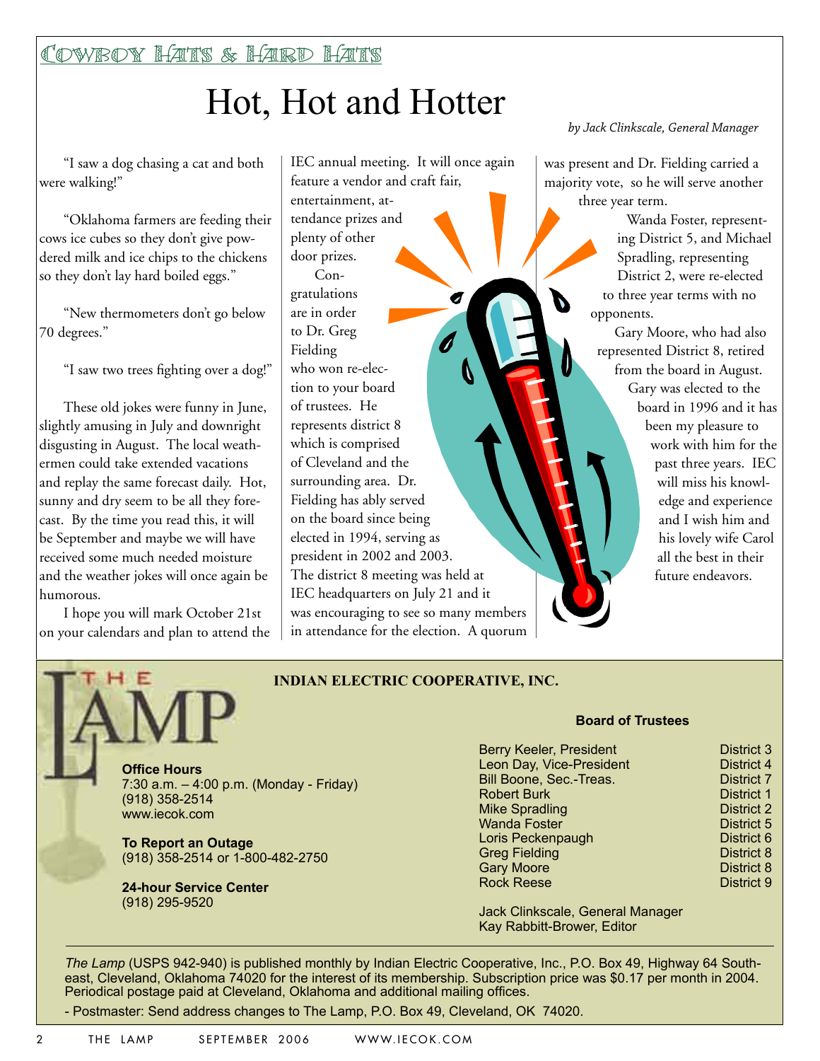Cowboy Hats & Hard Hats

# Hot, Hot and Hotter

*by Jack Clinkscale, General Manager*

"I saw a dog chasing a cat and both were walking!"

"Oklahoma farmers are feeding their cows ice cubes so they don't give powdered milk and ice chips to the chickens so they don't lay hard boiled eggs."

"New thermometers don't go below 70 degrees."

"I saw two trees fighting over a dog!"

These old jokes were funny in June, slightly amusing in July and downright disgusting in August. The local weathermen could take extended vacations and replay the same forecast daily. Hot, sunny and dry seem to be all they forecast. By the time you read this, it will be September and maybe we will have received some much needed moisture and the weather jokes will once again be humorous.

I hope you will mark October 21st on your calendars and plan to attend the IEC annual meeting. It will once again feature a vendor and craft fair, entertainment, attendance prizes and plenty of other door prizes.

Congratulations are in order to Dr. Greg Fielding who won re-election to your board of trustees. He represents district 8 which is comprised of Cleveland and the surrounding area. Dr. Fielding has ably served on the board since being elected in 1994, serving as president in 2002 and 2003. The district 8 meeting was held at IEC headquarters on July 21 and it was encouraging to see so many members in attendance for the election. A quorum was present and Dr. Fielding carried a majority vote, so he will serve another three year term.

Wanda Foster, representing District 5, and Michael Spradling, representing District 2, were re-elected to three year terms with no opponents.

Gary Moore, who had also represented District 8, retired from the board in August. Gary was elected to the board in 1996 and it has been my pleasure to work with him for the past three years. IEC will miss his knowledge and experience and I wish him and his lovely wife Carol all the best in their future endeavors.

---

## THE LAMP

**INDIAN ELECTRIC COOPERATIVE, INC.**

**Office Hours**
7:30 a.m. – 4:00 p.m. (Monday - Friday)
(918) 358-2514
www.iecok.com

**To Report an Outage**
(918) 358-2514 or 1-800-482-2750

**24-hour Service Center**
(918) 295-9520

**Board of Trustees**

| Name | District |
|---|---|
| Berry Keeler, President | District 3 |
| Leon Day, Vice-President | District 4 |
| Bill Boone, Sec.-Treas. | District 7 |
| Robert Burk | District 1 |
| Mike Spradling | District 2 |
| Wanda Foster | District 5 |
| Loris Peckenpaugh | District 6 |
| Greg Fielding | District 8 |
| Gary Moore | District 8 |
| Rock Reese | District 9 |

Jack Clinkscale, General Manager
Kay Rabbitt-Brower, Editor

*The Lamp* (USPS 942-940) is published monthly by Indian Electric Cooperative, Inc., P.O. Box 49, Highway 64 Southeast, Cleveland, Oklahoma 74020 for the interest of its membership. Subscription price was $0.17 per month in 2004. Periodical postage paid at Cleveland, Oklahoma and additional mailing offices.

- Postmaster: Send address changes to The Lamp, P.O. Box 49, Cleveland, OK 74020.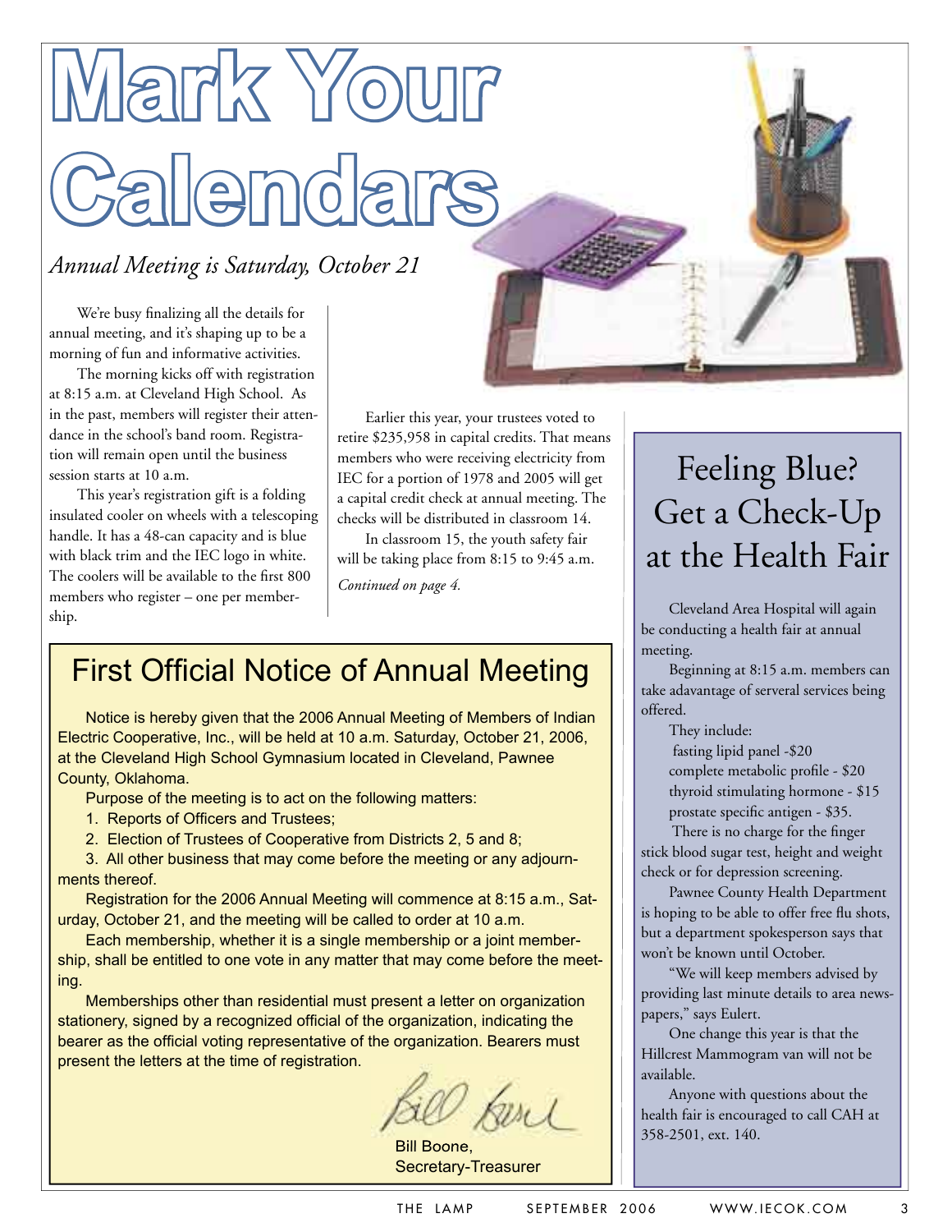# Mark Your Calendars

*Annual Meeting is Saturday, October 21*

We're busy finalizing all the details for annual meeting, and it's shaping up to be a morning of fun and informative activities.

The morning kicks off with registration at 8:15 a.m. at Cleveland High School. As in the past, members will register their attendance in the school's band room. Registration will remain open until the business session starts at 10 a.m.

This year's registration gift is a folding insulated cooler on wheels with a telescoping handle. It has a 48-can capacity and is blue with black trim and the IEC logo in white. The coolers will be available to the first 800 members who register – one per membership.

Earlier this year, your trustees voted to retire $235,958 in capital credits. That means members who were receiving electricity from IEC for a portion of 1978 and 2005 will get a capital credit check at annual meeting. The checks will be distributed in classroom 14.

In classroom 15, the youth safety fair will be taking place from 8:15 to 9:45 a.m.

*Continued on page 4.*

## First Official Notice of Annual Meeting

Notice is hereby given that the 2006 Annual Meeting of Members of Indian Electric Cooperative, Inc., will be held at 10 a.m. Saturday, October 21, 2006, at the Cleveland High School Gymnasium located in Cleveland, Pawnee County, Oklahoma.

Purpose of the meeting is to act on the following matters:

1. Reports of Officers and Trustees;
2. Election of Trustees of Cooperative from Districts 2, 5 and 8;
3. All other business that may come before the meeting or any adjournments thereof.

Registration for the 2006 Annual Meeting will commence at 8:15 a.m., Saturday, October 21, and the meeting will be called to order at 10 a.m.

Each membership, whether it is a single membership or a joint membership, shall be entitled to one vote in any matter that may come before the meeting.

Memberships other than residential must present a letter on organization stationery, signed by a recognized official of the organization, indicating the bearer as the official voting representative of the organization. Bearers must present the letters at the time of registration.

Bill Boone,
Secretary-Treasurer

## Feeling Blue? Get a Check-Up at the Health Fair

Cleveland Area Hospital will again be conducting a health fair at annual meeting.

Beginning at 8:15 a.m. members can take adavantage of serveral services being offered.

They include:

fasting lipid panel -$20
complete metabolic profile - $20
thyroid stimulating hormone - $15
prostate specific antigen - $35.

There is no charge for the finger stick blood sugar test, height and weight check or for depression screening.

Pawnee County Health Department is hoping to be able to offer free flu shots, but a department spokesperson says that won't be known until October.

"We will keep members advised by providing last minute details to area newspapers," says Eulert.

One change this year is that the Hillcrest Mammogram van will not be available.

Anyone with questions about the health fair is encouraged to call CAH at 358-2501, ext. 140.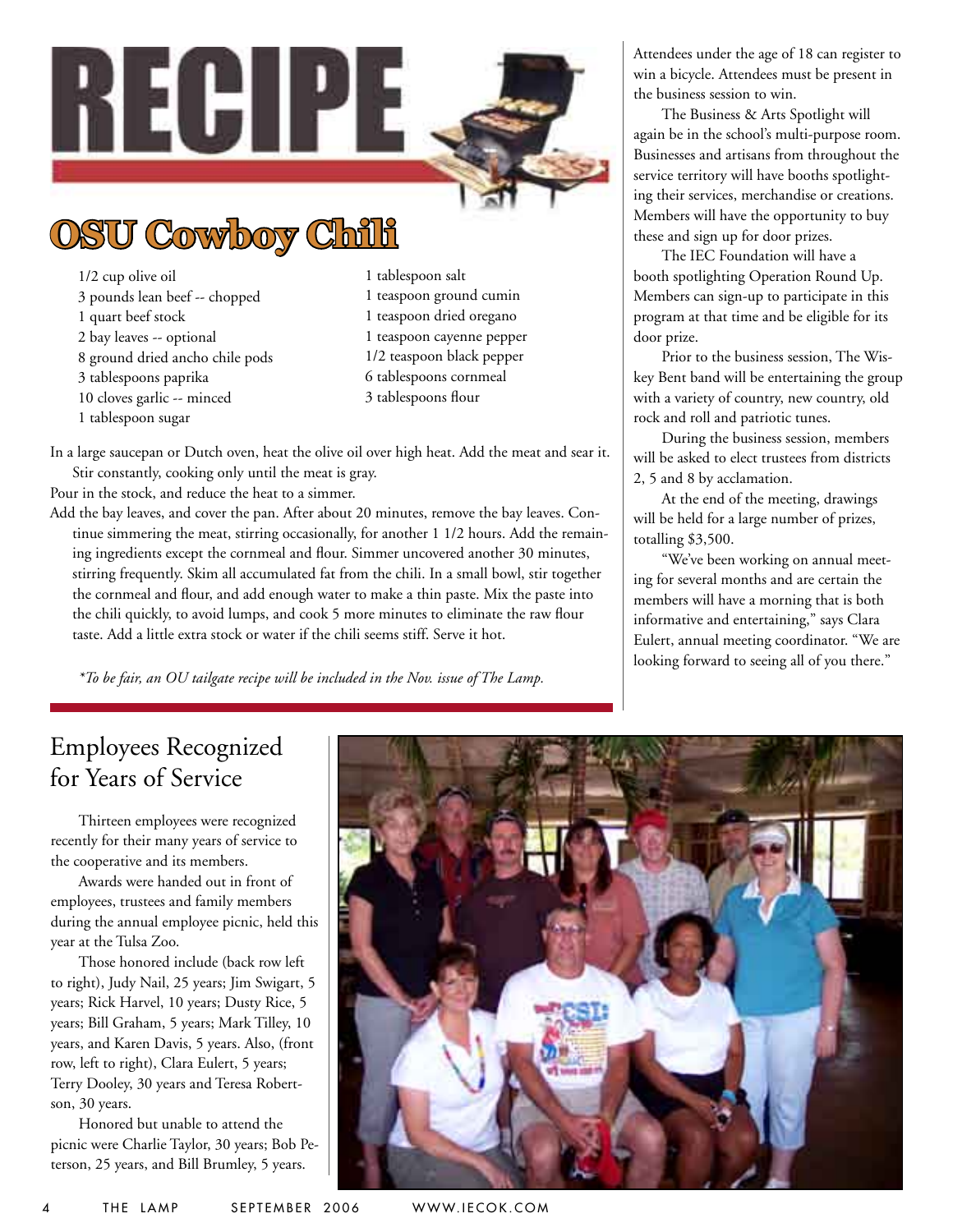# RECIPE

## OSU Cowboy Chili

- 1/2 cup olive oil
- 3 pounds lean beef -- chopped
- 1 quart beef stock
- 2 bay leaves -- optional
- 8 ground dried ancho chile pods
- 3 tablespoons paprika
- 10 cloves garlic -- minced
- 1 tablespoon sugar
- 1 tablespoon salt
- 1 teaspoon ground cumin
- 1 teaspoon dried oregano
- 1 teaspoon cayenne pepper
- 1/2 teaspoon black pepper
- 6 tablespoons cornmeal
- 3 tablespoons flour

In a large saucepan or Dutch oven, heat the olive oil over high heat. Add the meat and sear it. Stir constantly, cooking only until the meat is gray.

Pour in the stock, and reduce the heat to a simmer.

Add the bay leaves, and cover the pan. After about 20 minutes, remove the bay leaves. Continue simmering the meat, stirring occasionally, for another 1 1/2 hours. Add the remaining ingredients except the cornmeal and flour. Simmer uncovered another 30 minutes, stirring frequently. Skim all accumulated fat from the chili. In a small bowl, stir together the cornmeal and flour, and add enough water to make a thin paste. Mix the paste into the chili quickly, to avoid lumps, and cook 5 more minutes to eliminate the raw flour taste. Add a little extra stock or water if the chili seems stiff. Serve it hot.

*\*To be fair, an OU tailgate recipe will be included in the Nov. issue of The Lamp.*

Attendees under the age of 18 can register to win a bicycle. Attendees must be present in the business session to win.

The Business & Arts Spotlight will again be in the school's multi-purpose room. Businesses and artisans from throughout the service territory will have booths spotlighting their services, merchandise or creations. Members will have the opportunity to buy these and sign up for door prizes.

The IEC Foundation will have a booth spotlighting Operation Round Up. Members can sign-up to participate in this program at that time and be eligible for its door prize.

Prior to the business session, The Wiskey Bent band will be entertaining the group with a variety of country, new country, old rock and roll and patriotic tunes.

During the business session, members will be asked to elect trustees from districts 2, 5 and 8 by acclamation.

At the end of the meeting, drawings will be held for a large number of prizes, totalling $3,500.

"We've been working on annual meeting for several months and are certain the members will have a morning that is both informative and entertaining," says Clara Eulert, annual meeting coordinator. "We are looking forward to seeing all of you there."

## Employees Recognized for Years of Service

Thirteen employees were recognized recently for their many years of service to the cooperative and its members.

Awards were handed out in front of employees, trustees and family members during the annual employee picnic, held this year at the Tulsa Zoo.

Those honored include (back row left to right), Judy Nail, 25 years; Jim Swigart, 5 years; Rick Harvel, 10 years; Dusty Rice, 5 years; Bill Graham, 5 years; Mark Tilley, 10 years, and Karen Davis, 5 years. Also, (front row, left to right), Clara Eulert, 5 years; Terry Dooley, 30 years and Teresa Robertson, 30 years.

Honored but unable to attend the picnic were Charlie Taylor, 30 years; Bob Peterson, 25 years, and Bill Brumley, 5 years.